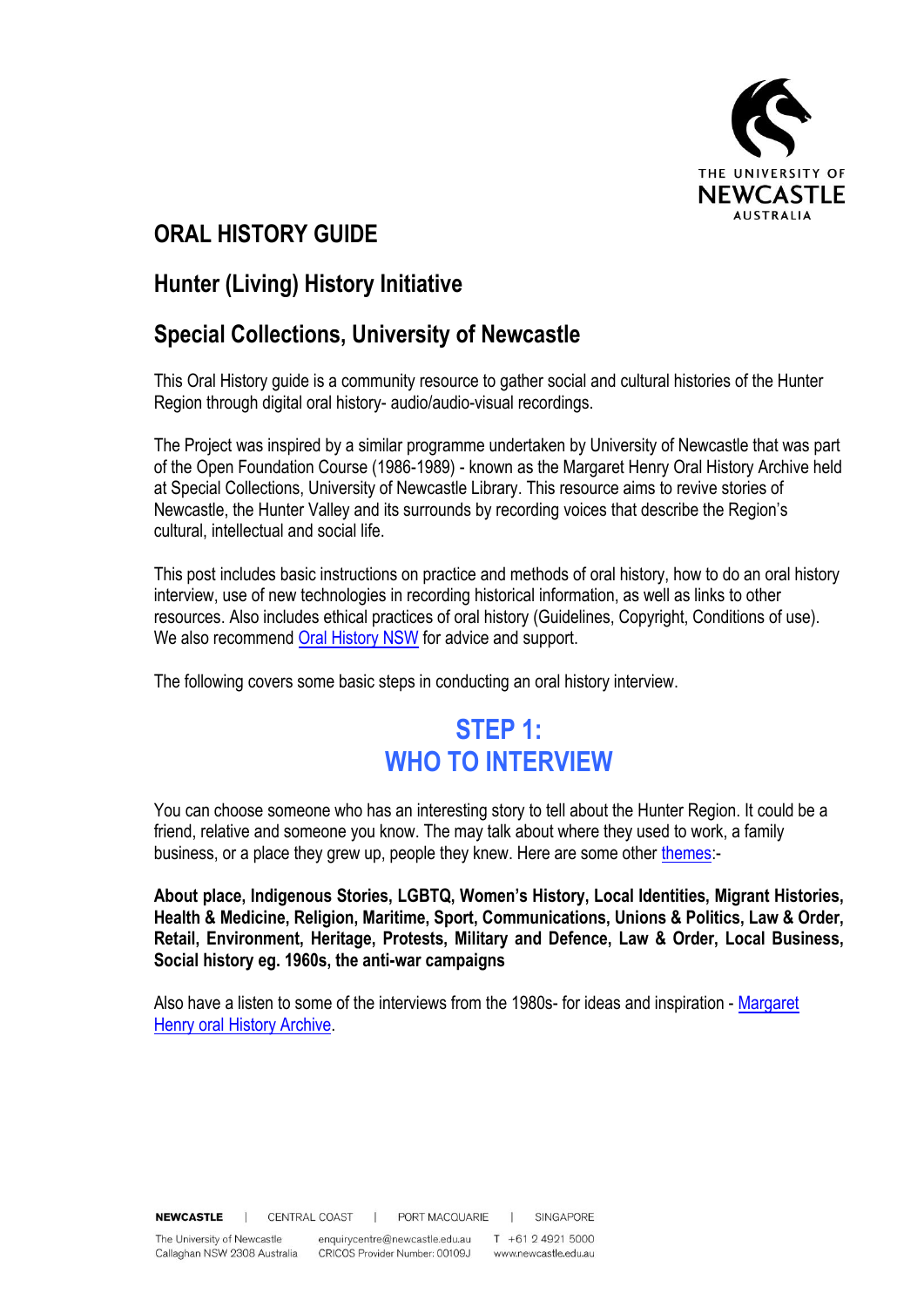# ORAL HISTORY GUIDE

## Hunter (Living) History Initiative

## Special Collections, University of Newcastle

This Oral History guide is a community resource to gather social and cultural histories of the Hunter Region through digital oral history- audio/audio-visual recordings.

The Project was inspired by a similar programme undertaken by University of Newcastle that was part of the Open Foundation Course (1986-1989) - known as the Margaret Henry Oral History Archive held at Special Collections, University of Newcastle Library. This resource aims to revive stories of Newcastle, the Hunter Valley and its surrounds by recording voices that describe the Region's cultural, intellectual and social life.

This post includes basic instructions on practice and methods of oral history, how to do an oral history interview, use of new technologies in recording historical information, as well as links to other resources. Also includes ethical practices of oral history (Guidelines, Copyright, Conditions of use). We also recommend Oral History NSW for advice and support.

The following covers some basic steps in conducting an oral history interview.

## STEP 1: WHO TO INTERVIEW

You can choose someone who has an interesting story to tell about the Hunter Region. It could be a friend, relative and someone you know. The may talk about where they used to work, a family business, or a place they grew up, people they knew. Here are some other themes:-

**About place, Indigenous Stories, LGBTQ, Women's History, Local Identities, Migrant Histories, Health & Medicine, Religion, Maritime, Sport, Communications, Unions & Politics, Law & Order, Retail, Environment, Heritage, Protests, Military and Defence, Law & Order, Local Business, Social history eg. 1960s, the anti-war campaigns**

Also have a listen to some of the interviews from the 1980s- for ideas and inspiration - Margaret Henry oral History Archive.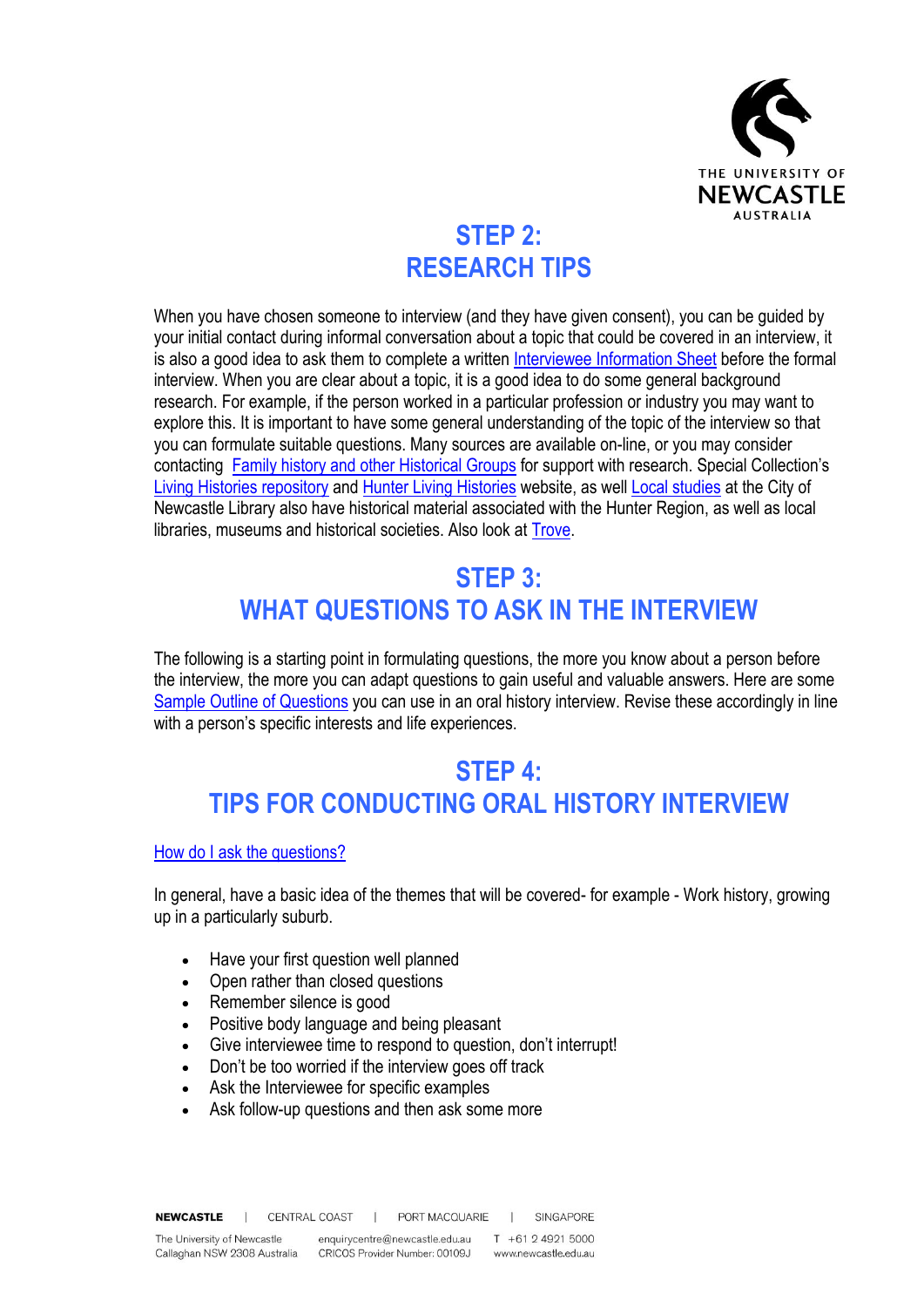## STEP 2:
## RESEARCH TIPS

When you have chosen someone to interview (and they have given consent), you can be guided by your initial contact during informal conversation about a topic that could be covered in an interview, it is also a good idea to ask them to complete a written Interviewee Information Sheet before the formal interview. When you are clear about a topic, it is a good idea to do some general background research. For example, if the person worked in a particular profession or industry you may want to explore this. It is important to have some general understanding of the topic of the interview so that you can formulate suitable questions. Many sources are available on-line, or you may consider contacting Family history and other Historical Groups for support with research. Special Collection's Living Histories repository and Hunter Living Histories website, as well Local studies at the City of Newcastle Library also have historical material associated with the Hunter Region, as well as local libraries, museums and historical societies. Also look at Trove.

## STEP 3:
## WHAT QUESTIONS TO ASK IN THE INTERVIEW

The following is a starting point in formulating questions, the more you know about a person before the interview, the more you can adapt questions to gain useful and valuable answers. Here are some Sample Outline of Questions you can use in an oral history interview. Revise these accordingly in line with a person's specific interests and life experiences.

## STEP 4:
## TIPS FOR CONDUCTING ORAL HISTORY INTERVIEW

How do I ask the questions?

In general, have a basic idea of the themes that will be covered- for example - Work history, growing up in a particularly suburb.

- Have your first question well planned
- Open rather than closed questions
- Remember silence is good
- Positive body language and being pleasant
- Give interviewee time to respond to question, don't interrupt!
- Don't be too worried if the interview goes off track
- Ask the Interviewee for specific examples
- Ask follow-up questions and then ask some more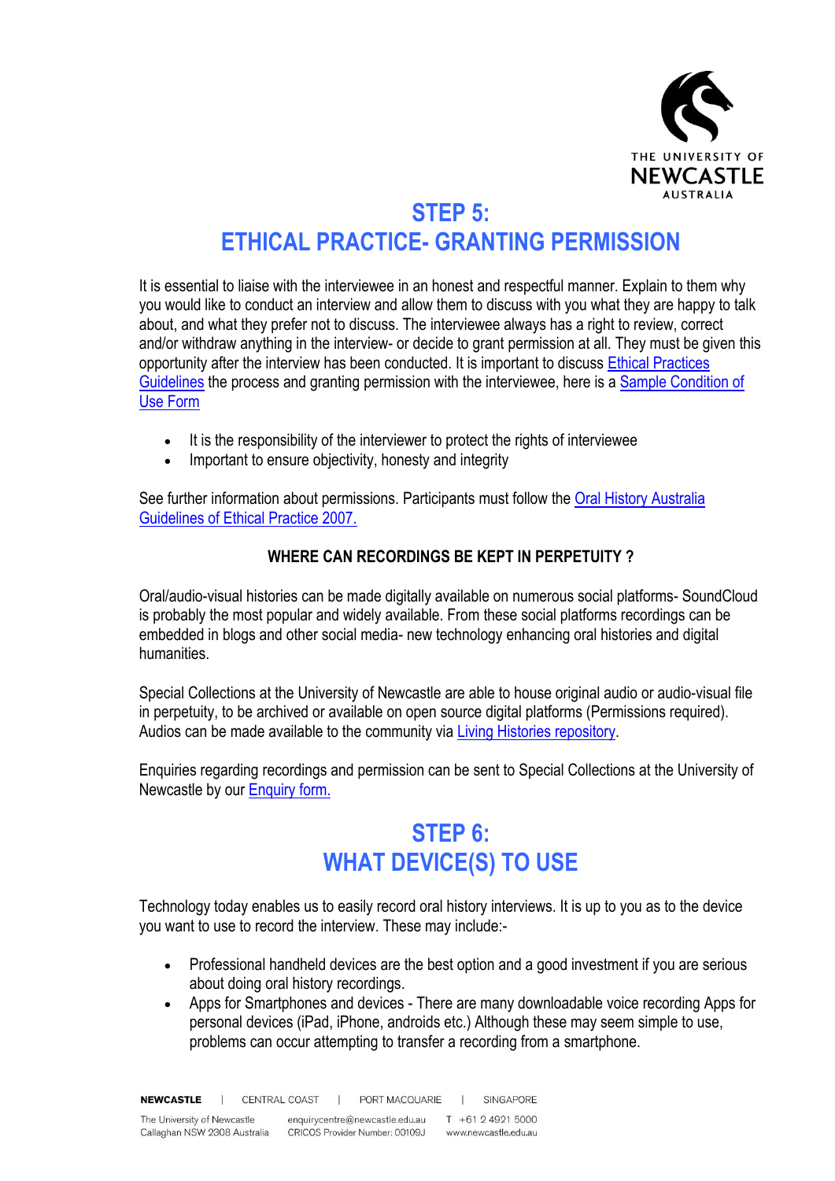# STEP 5:
# ETHICAL PRACTICE- GRANTING PERMISSION

It is essential to liaise with the interviewee in an honest and respectful manner. Explain to them why you would like to conduct an interview and allow them to discuss with you what they are happy to talk about, and what they prefer not to discuss. The interviewee always has a right to review, correct and/or withdraw anything in the interview- or decide to grant permission at all. They must be given this opportunity after the interview has been conducted. It is important to discuss Ethical Practices Guidelines the process and granting permission with the interviewee, here is a Sample Condition of Use Form

- It is the responsibility of the interviewer to protect the rights of interviewee
- Important to ensure objectivity, honesty and integrity

See further information about permissions. Participants must follow the Oral History Australia Guidelines of Ethical Practice 2007.

**WHERE CAN RECORDINGS BE KEPT IN PERPETUITY ?**

Oral/audio-visual histories can be made digitally available on numerous social platforms- SoundCloud is probably the most popular and widely available. From these social platforms recordings can be embedded in blogs and other social media- new technology enhancing oral histories and digital humanities.

Special Collections at the University of Newcastle are able to house original audio or audio-visual file in perpetuity, to be archived or available on open source digital platforms (Permissions required). Audios can be made available to the community via Living Histories repository.

Enquiries regarding recordings and permission can be sent to Special Collections at the University of Newcastle by our Enquiry form.

# STEP 6:
# WHAT DEVICE(S) TO USE

Technology today enables us to easily record oral history interviews. It is up to you as to the device you want to use to record the interview. These may include:-

- Professional handheld devices are the best option and a good investment if you are serious about doing oral history recordings.
- Apps for Smartphones and devices - There are many downloadable voice recording Apps for personal devices (iPad, iPhone, androids etc.) Although these may seem simple to use, problems can occur attempting to transfer a recording from a smartphone.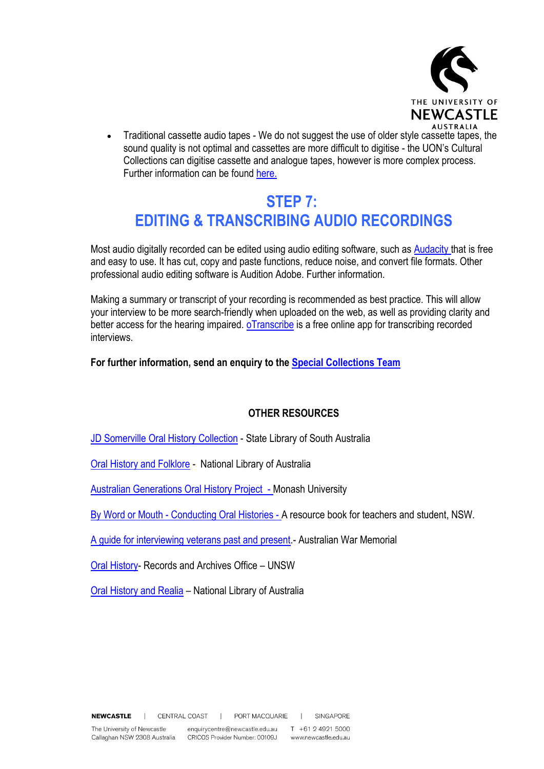- Traditional cassette audio tapes - We do not suggest the use of older style cassette tapes, the sound quality is not optimal and cassettes are more difficult to digitise - the UON's Cultural Collections can digitise cassette and analogue tapes, however is more complex process. Further information can be found here.

## STEP 7:
## EDITING & TRANSCRIBING AUDIO RECORDINGS

Most audio digitally recorded can be edited using audio editing software, such as Audacity that is free and easy to use. It has cut, copy and paste functions, reduce noise, and convert file formats. Other professional audio editing software is Audition Adobe. Further information.

Making a summary or transcript of your recording is recommended as best practice. This will allow your interview to be more search-friendly when uploaded on the web, as well as providing clarity and better access for the hearing impaired. oTranscribe is a free online app for transcribing recorded interviews.

**For further information, send an enquiry to the Special Collections Team**

### OTHER RESOURCES

JD Somerville Oral History Collection - State Library of South Australia

Oral History and Folklore - National Library of Australia

Australian Generations Oral History Project - Monash University

By Word or Mouth - Conducting Oral Histories - A resource book for teachers and student, NSW.

A guide for interviewing veterans past and present.- Australian War Memorial

Oral History- Records and Archives Office – UNSW

Oral History and Realia – National Library of Australia